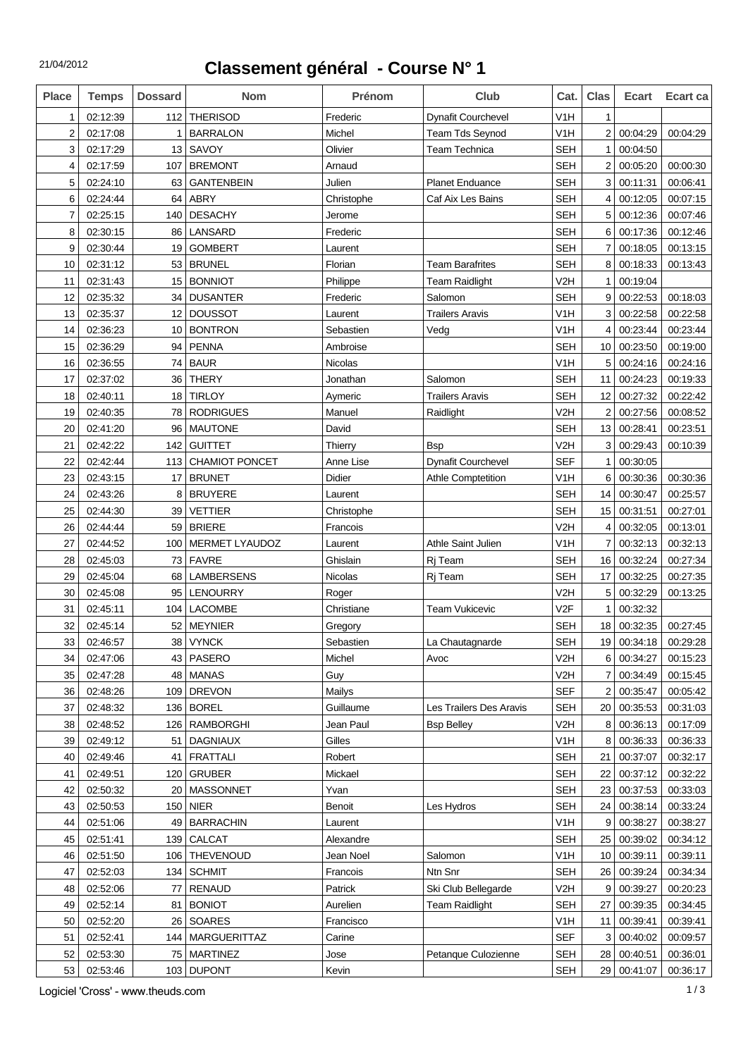21/04/2012

# Classement général - Course N° 1

| Place | Temps | Dossard | Nom | Prénom | Club | Cat. | Clas | Ecart | Ecart ca |
|---|---|---|---|---|---|---|---|---|---|
| 1 | 02:12:39 | 112 | THERISOD | Frederic | Dynafit Courchevel | V1H | 1 | | |
| 2 | 02:17:08 | 1 | BARRALON | Michel | Team Tds Seynod | V1H | 2 | 00:04:29 | 00:04:29 |
| 3 | 02:17:29 | 13 | SAVOY | Olivier | Team Technica | SEH | 1 | 00:04:50 | |
| 4 | 02:17:59 | 107 | BREMONT | Arnaud | | SEH | 2 | 00:05:20 | 00:00:30 |
| 5 | 02:24:10 | 63 | GANTENBEIN | Julien | Planet Enduance | SEH | 3 | 00:11:31 | 00:06:41 |
| 6 | 02:24:44 | 64 | ABRY | Christophe | Caf Aix Les Bains | SEH | 4 | 00:12:05 | 00:07:15 |
| 7 | 02:25:15 | 140 | DESACHY | Jerome | | SEH | 5 | 00:12:36 | 00:07:46 |
| 8 | 02:30:15 | 86 | LANSARD | Frederic | | SEH | 6 | 00:17:36 | 00:12:46 |
| 9 | 02:30:44 | 19 | GOMBERT | Laurent | | SEH | 7 | 00:18:05 | 00:13:15 |
| 10 | 02:31:12 | 53 | BRUNEL | Florian | Team Barafrites | SEH | 8 | 00:18:33 | 00:13:43 |
| 11 | 02:31:43 | 15 | BONNIOT | Philippe | Team Raidlight | V2H | 1 | 00:19:04 | |
| 12 | 02:35:32 | 34 | DUSANTER | Frederic | Salomon | SEH | 9 | 00:22:53 | 00:18:03 |
| 13 | 02:35:37 | 12 | DOUSSOT | Laurent | Trailers Aravis | V1H | 3 | 00:22:58 | 00:22:58 |
| 14 | 02:36:23 | 10 | BONTRON | Sebastien | Vedg | V1H | 4 | 00:23:44 | 00:23:44 |
| 15 | 02:36:29 | 94 | PENNA | Ambroise | | SEH | 10 | 00:23:50 | 00:19:00 |
| 16 | 02:36:55 | 74 | BAUR | Nicolas | | V1H | 5 | 00:24:16 | 00:24:16 |
| 17 | 02:37:02 | 36 | THERY | Jonathan | Salomon | SEH | 11 | 00:24:23 | 00:19:33 |
| 18 | 02:40:11 | 18 | TIRLOY | Aymeric | Trailers Aravis | SEH | 12 | 00:27:32 | 00:22:42 |
| 19 | 02:40:35 | 78 | RODRIGUES | Manuel | Raidlight | V2H | 2 | 00:27:56 | 00:08:52 |
| 20 | 02:41:20 | 96 | MAUTONE | David | | SEH | 13 | 00:28:41 | 00:23:51 |
| 21 | 02:42:22 | 142 | GUITTET | Thierry | Bsp | V2H | 3 | 00:29:43 | 00:10:39 |
| 22 | 02:42:44 | 113 | CHAMIOT PONCET | Anne Lise | Dynafit Courchevel | SEF | 1 | 00:30:05 | |
| 23 | 02:43:15 | 17 | BRUNET | Didier | Athle Comptetition | V1H | 6 | 00:30:36 | 00:30:36 |
| 24 | 02:43:26 | 8 | BRUYERE | Laurent | | SEH | 14 | 00:30:47 | 00:25:57 |
| 25 | 02:44:30 | 39 | VETTIER | Christophe | | SEH | 15 | 00:31:51 | 00:27:01 |
| 26 | 02:44:44 | 59 | BRIERE | Francois | | V2H | 4 | 00:32:05 | 00:13:01 |
| 27 | 02:44:52 | 100 | MERMET LYAUDOZ | Laurent | Athle Saint Julien | V1H | 7 | 00:32:13 | 00:32:13 |
| 28 | 02:45:03 | 73 | FAVRE | Ghislain | Rj Team | SEH | 16 | 00:32:24 | 00:27:34 |
| 29 | 02:45:04 | 68 | LAMBERSENS | Nicolas | Rj Team | SEH | 17 | 00:32:25 | 00:27:35 |
| 30 | 02:45:08 | 95 | LENOURRY | Roger | | V2H | 5 | 00:32:29 | 00:13:25 |
| 31 | 02:45:11 | 104 | LACOMBE | Christiane | Team Vukicevic | V2F | 1 | 00:32:32 | |
| 32 | 02:45:14 | 52 | MEYNIER | Gregory | | SEH | 18 | 00:32:35 | 00:27:45 |
| 33 | 02:46:57 | 38 | VYNCK | Sebastien | La Chautagnarde | SEH | 19 | 00:34:18 | 00:29:28 |
| 34 | 02:47:06 | 43 | PASERO | Michel | Avoc | V2H | 6 | 00:34:27 | 00:15:23 |
| 35 | 02:47:28 | 48 | MANAS | Guy | | V2H | 7 | 00:34:49 | 00:15:45 |
| 36 | 02:48:26 | 109 | DREVON | Mailys | | SEF | 2 | 00:35:47 | 00:05:42 |
| 37 | 02:48:32 | 136 | BOREL | Guillaume | Les Trailers Des Aravis | SEH | 20 | 00:35:53 | 00:31:03 |
| 38 | 02:48:52 | 126 | RAMBORGHI | Jean Paul | Bsp Belley | V2H | 8 | 00:36:13 | 00:17:09 |
| 39 | 02:49:12 | 51 | DAGNIAUX | Gilles | | V1H | 8 | 00:36:33 | 00:36:33 |
| 40 | 02:49:46 | 41 | FRATTALI | Robert | | SEH | 21 | 00:37:07 | 00:32:17 |
| 41 | 02:49:51 | 120 | GRUBER | Mickael | | SEH | 22 | 00:37:12 | 00:32:22 |
| 42 | 02:50:32 | 20 | MASSONNET | Yvan | | SEH | 23 | 00:37:53 | 00:33:03 |
| 43 | 02:50:53 | 150 | NIER | Benoit | Les Hydros | SEH | 24 | 00:38:14 | 00:33:24 |
| 44 | 02:51:06 | 49 | BARRACHIN | Laurent | | V1H | 9 | 00:38:27 | 00:38:27 |
| 45 | 02:51:41 | 139 | CALCAT | Alexandre | | SEH | 25 | 00:39:02 | 00:34:12 |
| 46 | 02:51:50 | 106 | THEVENOUD | Jean Noel | Salomon | V1H | 10 | 00:39:11 | 00:39:11 |
| 47 | 02:52:03 | 134 | SCHMIT | Francois | Ntn Snr | SEH | 26 | 00:39:24 | 00:34:34 |
| 48 | 02:52:06 | 77 | RENAUD | Patrick | Ski Club Bellegarde | V2H | 9 | 00:39:27 | 00:20:23 |
| 49 | 02:52:14 | 81 | BONIOT | Aurelien | Team Raidlight | SEH | 27 | 00:39:35 | 00:34:45 |
| 50 | 02:52:20 | 26 | SOARES | Francisco | | V1H | 11 | 00:39:41 | 00:39:41 |
| 51 | 02:52:41 | 144 | MARGUERITTAZ | Carine | | SEF | 3 | 00:40:02 | 00:09:57 |
| 52 | 02:53:30 | 75 | MARTINEZ | Jose | Petanque Culozienne | SEH | 28 | 00:40:51 | 00:36:01 |
| 53 | 02:53:46 | 103 | DUPONT | Kevin | | SEH | 29 | 00:41:07 | 00:36:17 |

Logiciel 'Cross' - www.theuds.com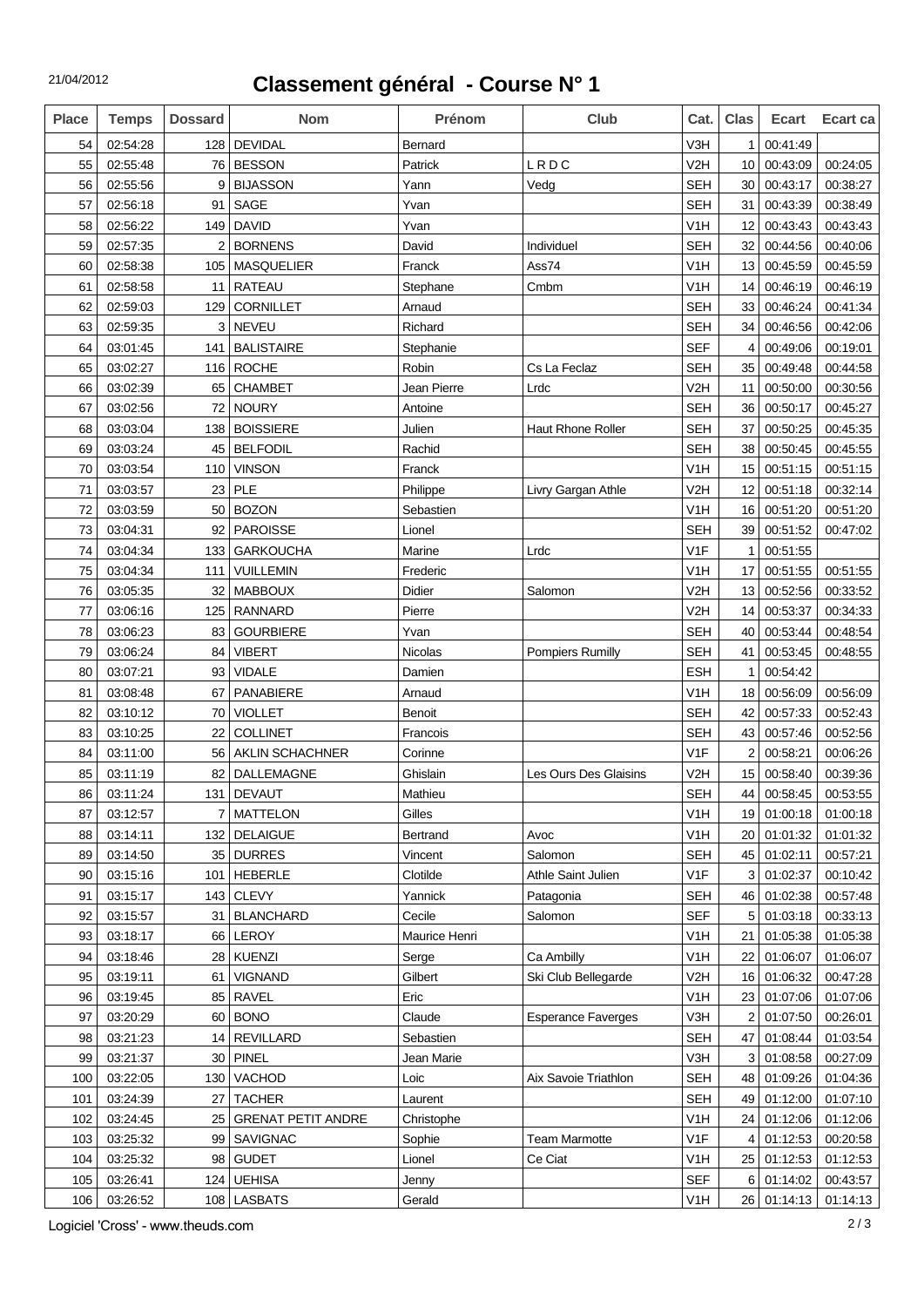# Classement général - Course N° 1

21/04/2012

| Place | Temps | Dossard | Nom | Prénom | Club | Cat. | Clas | Ecart | Ecart ca |
|---|---|---|---|---|---|---|---|---|---|
| 54 | 02:54:28 | 128 | DEVIDAL | Bernard | | V3H | 1 | 00:41:49 | |
| 55 | 02:55:48 | 76 | BESSON | Patrick | L R D C | V2H | 10 | 00:43:09 | 00:24:05 |
| 56 | 02:55:56 | 9 | BIJASSON | Yann | Vedg | SEH | 30 | 00:43:17 | 00:38:27 |
| 57 | 02:56:18 | 91 | SAGE | Yvan | | SEH | 31 | 00:43:39 | 00:38:49 |
| 58 | 02:56:22 | 149 | DAVID | Yvan | | V1H | 12 | 00:43:43 | 00:43:43 |
| 59 | 02:57:35 | 2 | BORNENS | David | Individuel | SEH | 32 | 00:44:56 | 00:40:06 |
| 60 | 02:58:38 | 105 | MASQUELIER | Franck | Ass74 | V1H | 13 | 00:45:59 | 00:45:59 |
| 61 | 02:58:58 | 11 | RATEAU | Stephane | Cmbm | V1H | 14 | 00:46:19 | 00:46:19 |
| 62 | 02:59:03 | 129 | CORNILLET | Arnaud | | SEH | 33 | 00:46:24 | 00:41:34 |
| 63 | 02:59:35 | 3 | NEVEU | Richard | | SEH | 34 | 00:46:56 | 00:42:06 |
| 64 | 03:01:45 | 141 | BALISTAIRE | Stephanie | | SEF | 4 | 00:49:06 | 00:19:01 |
| 65 | 03:02:27 | 116 | ROCHE | Robin | Cs La Feclaz | SEH | 35 | 00:49:48 | 00:44:58 |
| 66 | 03:02:39 | 65 | CHAMBET | Jean Pierre | Lrdc | V2H | 11 | 00:50:00 | 00:30:56 |
| 67 | 03:02:56 | 72 | NOURY | Antoine | | SEH | 36 | 00:50:17 | 00:45:27 |
| 68 | 03:03:04 | 138 | BOISSIERE | Julien | Haut Rhone Roller | SEH | 37 | 00:50:25 | 00:45:35 |
| 69 | 03:03:24 | 45 | BELFODIL | Rachid | | SEH | 38 | 00:50:45 | 00:45:55 |
| 70 | 03:03:54 | 110 | VINSON | Franck | | V1H | 15 | 00:51:15 | 00:51:15 |
| 71 | 03:03:57 | 23 | PLE | Philippe | Livry Gargan Athle | V2H | 12 | 00:51:18 | 00:32:14 |
| 72 | 03:03:59 | 50 | BOZON | Sebastien | | V1H | 16 | 00:51:20 | 00:51:20 |
| 73 | 03:04:31 | 92 | PAROISSE | Lionel | | SEH | 39 | 00:51:52 | 00:47:02 |
| 74 | 03:04:34 | 133 | GARKOUCHA | Marine | Lrdc | V1F | 1 | 00:51:55 | |
| 75 | 03:04:34 | 111 | VUILLEMIN | Frederic | | V1H | 17 | 00:51:55 | 00:51:55 |
| 76 | 03:05:35 | 32 | MABBOUX | Didier | Salomon | V2H | 13 | 00:52:56 | 00:33:52 |
| 77 | 03:06:16 | 125 | RANNARD | Pierre | | V2H | 14 | 00:53:37 | 00:34:33 |
| 78 | 03:06:23 | 83 | GOURBIERE | Yvan | | SEH | 40 | 00:53:44 | 00:48:54 |
| 79 | 03:06:24 | 84 | VIBERT | Nicolas | Pompiers Rumilly | SEH | 41 | 00:53:45 | 00:48:55 |
| 80 | 03:07:21 | 93 | VIDALE | Damien | | ESH | 1 | 00:54:42 | |
| 81 | 03:08:48 | 67 | PANABIERE | Arnaud | | V1H | 18 | 00:56:09 | 00:56:09 |
| 82 | 03:10:12 | 70 | VIOLLET | Benoit | | SEH | 42 | 00:57:33 | 00:52:43 |
| 83 | 03:10:25 | 22 | COLLINET | Francois | | SEH | 43 | 00:57:46 | 00:52:56 |
| 84 | 03:11:00 | 56 | AKLIN SCHACHNER | Corinne | | V1F | 2 | 00:58:21 | 00:06:26 |
| 85 | 03:11:19 | 82 | DALLEMAGNE | Ghislain | Les Ours Des Glaisins | V2H | 15 | 00:58:40 | 00:39:36 |
| 86 | 03:11:24 | 131 | DEVAUT | Mathieu | | SEH | 44 | 00:58:45 | 00:53:55 |
| 87 | 03:12:57 | 7 | MATTELON | Gilles | | V1H | 19 | 01:00:18 | 01:00:18 |
| 88 | 03:14:11 | 132 | DELAIGUE | Bertrand | Avoc | V1H | 20 | 01:01:32 | 01:01:32 |
| 89 | 03:14:50 | 35 | DURRES | Vincent | Salomon | SEH | 45 | 01:02:11 | 00:57:21 |
| 90 | 03:15:16 | 101 | HEBERLE | Clotilde | Athle Saint Julien | V1F | 3 | 01:02:37 | 00:10:42 |
| 91 | 03:15:17 | 143 | CLEVY | Yannick | Patagonia | SEH | 46 | 01:02:38 | 00:57:48 |
| 92 | 03:15:57 | 31 | BLANCHARD | Cecile | Salomon | SEF | 5 | 01:03:18 | 00:33:13 |
| 93 | 03:18:17 | 66 | LEROY | Maurice Henri | | V1H | 21 | 01:05:38 | 01:05:38 |
| 94 | 03:18:46 | 28 | KUENZI | Serge | Ca Ambilly | V1H | 22 | 01:06:07 | 01:06:07 |
| 95 | 03:19:11 | 61 | VIGNAND | Gilbert | Ski Club Bellegarde | V2H | 16 | 01:06:32 | 00:47:28 |
| 96 | 03:19:45 | 85 | RAVEL | Eric | | V1H | 23 | 01:07:06 | 01:07:06 |
| 97 | 03:20:29 | 60 | BONO | Claude | Esperance Faverges | V3H | 2 | 01:07:50 | 00:26:01 |
| 98 | 03:21:23 | 14 | REVILLARD | Sebastien | | SEH | 47 | 01:08:44 | 01:03:54 |
| 99 | 03:21:37 | 30 | PINEL | Jean Marie | | V3H | 3 | 01:08:58 | 00:27:09 |
| 100 | 03:22:05 | 130 | VACHOD | Loic | Aix Savoie Triathlon | SEH | 48 | 01:09:26 | 01:04:36 |
| 101 | 03:24:39 | 27 | TACHER | Laurent | | SEH | 49 | 01:12:00 | 01:07:10 |
| 102 | 03:24:45 | 25 | GRENAT PETIT ANDRE | Christophe | | V1H | 24 | 01:12:06 | 01:12:06 |
| 103 | 03:25:32 | 99 | SAVIGNAC | Sophie | Team Marmotte | V1F | 4 | 01:12:53 | 00:20:58 |
| 104 | 03:25:32 | 98 | GUDET | Lionel | Ce Ciat | V1H | 25 | 01:12:53 | 01:12:53 |
| 105 | 03:26:41 | 124 | UEHISA | Jenny | | SEF | 6 | 01:14:02 | 00:43:57 |
| 106 | 03:26:52 | 108 | LASBATS | Gerald | | V1H | 26 | 01:14:13 | 01:14:13 |

Logiciel 'Cross' - www.theuds.com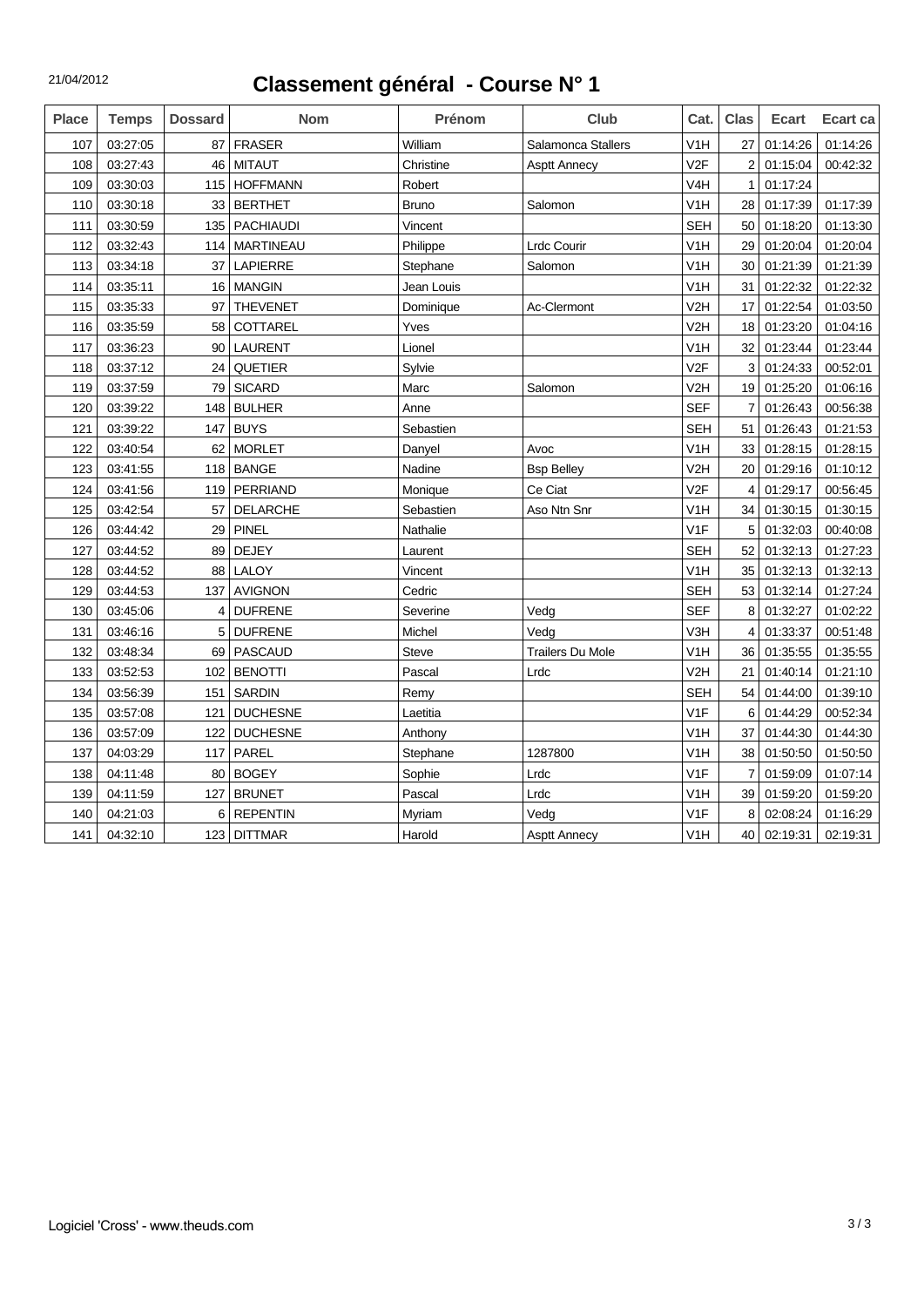21/04/2012

# Classement général - Course N° 1

| Place | Temps | Dossard | Nom | Prénom | Club | Cat. | Clas | Ecart | Ecart ca |
|---|---|---|---|---|---|---|---|---|---|
| 107 | 03:27:05 | 87 | FRASER | William | Salamonca Stallers | V1H | 27 | 01:14:26 | 01:14:26 |
| 108 | 03:27:43 | 46 | MITAUT | Christine | Asptt Annecy | V2F | 2 | 01:15:04 | 00:42:32 |
| 109 | 03:30:03 | 115 | HOFFMANN | Robert | | V4H | 1 | 01:17:24 | |
| 110 | 03:30:18 | 33 | BERTHET | Bruno | Salomon | V1H | 28 | 01:17:39 | 01:17:39 |
| 111 | 03:30:59 | 135 | PACHIAUDI | Vincent | | SEH | 50 | 01:18:20 | 01:13:30 |
| 112 | 03:32:43 | 114 | MARTINEAU | Philippe | Lrdc Courir | V1H | 29 | 01:20:04 | 01:20:04 |
| 113 | 03:34:18 | 37 | LAPIERRE | Stephane | Salomon | V1H | 30 | 01:21:39 | 01:21:39 |
| 114 | 03:35:11 | 16 | MANGIN | Jean Louis | | V1H | 31 | 01:22:32 | 01:22:32 |
| 115 | 03:35:33 | 97 | THEVENET | Dominique | Ac-Clermont | V2H | 17 | 01:22:54 | 01:03:50 |
| 116 | 03:35:59 | 58 | COTTAREL | Yves | | V2H | 18 | 01:23:20 | 01:04:16 |
| 117 | 03:36:23 | 90 | LAURENT | Lionel | | V1H | 32 | 01:23:44 | 01:23:44 |
| 118 | 03:37:12 | 24 | QUETIER | Sylvie | | V2F | 3 | 01:24:33 | 00:52:01 |
| 119 | 03:37:59 | 79 | SICARD | Marc | Salomon | V2H | 19 | 01:25:20 | 01:06:16 |
| 120 | 03:39:22 | 148 | BULHER | Anne | | SEF | 7 | 01:26:43 | 00:56:38 |
| 121 | 03:39:22 | 147 | BUYS | Sebastien | | SEH | 51 | 01:26:43 | 01:21:53 |
| 122 | 03:40:54 | 62 | MORLET | Danyel | Avoc | V1H | 33 | 01:28:15 | 01:28:15 |
| 123 | 03:41:55 | 118 | BANGE | Nadine | Bsp Belley | V2H | 20 | 01:29:16 | 01:10:12 |
| 124 | 03:41:56 | 119 | PERRIAND | Monique | Ce Ciat | V2F | 4 | 01:29:17 | 00:56:45 |
| 125 | 03:42:54 | 57 | DELARCHE | Sebastien | Aso Ntn Snr | V1H | 34 | 01:30:15 | 01:30:15 |
| 126 | 03:44:42 | 29 | PINEL | Nathalie | | V1F | 5 | 01:32:03 | 00:40:08 |
| 127 | 03:44:52 | 89 | DEJEY | Laurent | | SEH | 52 | 01:32:13 | 01:27:23 |
| 128 | 03:44:52 | 88 | LALOY | Vincent | | V1H | 35 | 01:32:13 | 01:32:13 |
| 129 | 03:44:53 | 137 | AVIGNON | Cedric | | SEH | 53 | 01:32:14 | 01:27:24 |
| 130 | 03:45:06 | 4 | DUFRENE | Severine | Vedg | SEF | 8 | 01:32:27 | 01:02:22 |
| 131 | 03:46:16 | 5 | DUFRENE | Michel | Vedg | V3H | 4 | 01:33:37 | 00:51:48 |
| 132 | 03:48:34 | 69 | PASCAUD | Steve | Trailers Du Mole | V1H | 36 | 01:35:55 | 01:35:55 |
| 133 | 03:52:53 | 102 | BENOTTI | Pascal | Lrdc | V2H | 21 | 01:40:14 | 01:21:10 |
| 134 | 03:56:39 | 151 | SARDIN | Remy | | SEH | 54 | 01:44:00 | 01:39:10 |
| 135 | 03:57:08 | 121 | DUCHESNE | Laetitia | | V1F | 6 | 01:44:29 | 00:52:34 |
| 136 | 03:57:09 | 122 | DUCHESNE | Anthony | | V1H | 37 | 01:44:30 | 01:44:30 |
| 137 | 04:03:29 | 117 | PAREL | Stephane | 1287800 | V1H | 38 | 01:50:50 | 01:50:50 |
| 138 | 04:11:48 | 80 | BOGEY | Sophie | Lrdc | V1F | 7 | 01:59:09 | 01:07:14 |
| 139 | 04:11:59 | 127 | BRUNET | Pascal | Lrdc | V1H | 39 | 01:59:20 | 01:59:20 |
| 140 | 04:21:03 | 6 | REPENTIN | Myriam | Vedg | V1F | 8 | 02:08:24 | 01:16:29 |
| 141 | 04:32:10 | 123 | DITTMAR | Harold | Asptt Annecy | V1H | 40 | 02:19:31 | 02:19:31 |

Logiciel 'Cross' - www.theuds.com